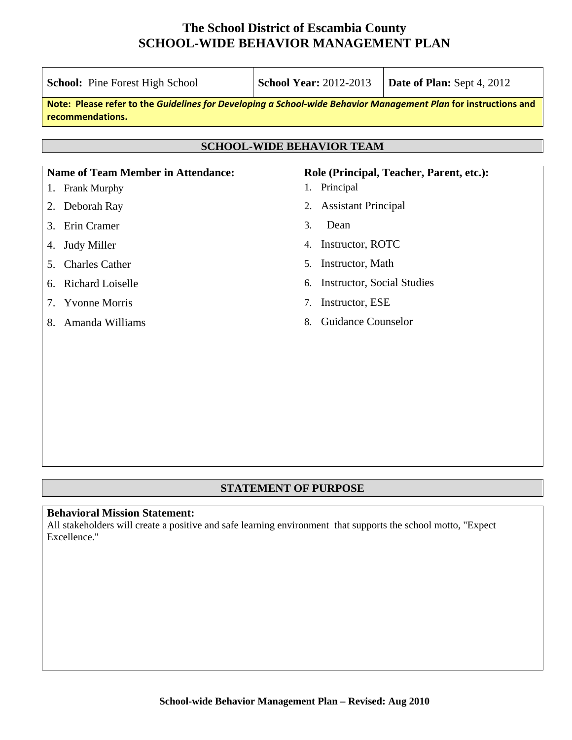# The School District of Escambia County
# SCHOOL-WIDE BEHAVIOR MANAGEMENT PLAN

| **School:** Pine Forest High School | **School Year:** 2012-2013 | **Date of Plan:** Sept 4, 2012 |
| --- | --- | --- |

**Note: Please refer to the *Guidelines for Developing a School-wide Behavior Management Plan* for instructions and recommendations.**

## SCHOOL-WIDE BEHAVIOR TEAM

| Name of Team Member in Attendance: | Role (Principal, Teacher, Parent, etc.): |
| --- | --- |
| 1. Frank Murphy | 1. Principal |
| 2. Deborah Ray | 2. Assistant Principal |
| 3. Erin Cramer | 3. Dean |
| 4. Judy Miller | 4. Instructor, ROTC |
| 5. Charles Cather | 5. Instructor, Math |
| 6. Richard Loiselle | 6. Instructor, Social Studies |
| 7. Yvonne Morris | 7. Instructor, ESE |
| 8. Amanda Williams | 8. Guidance Counselor |

## STATEMENT OF PURPOSE

**Behavioral Mission Statement:**
All stakeholders will create a positive and safe learning environment that supports the school motto, "Expect Excellence."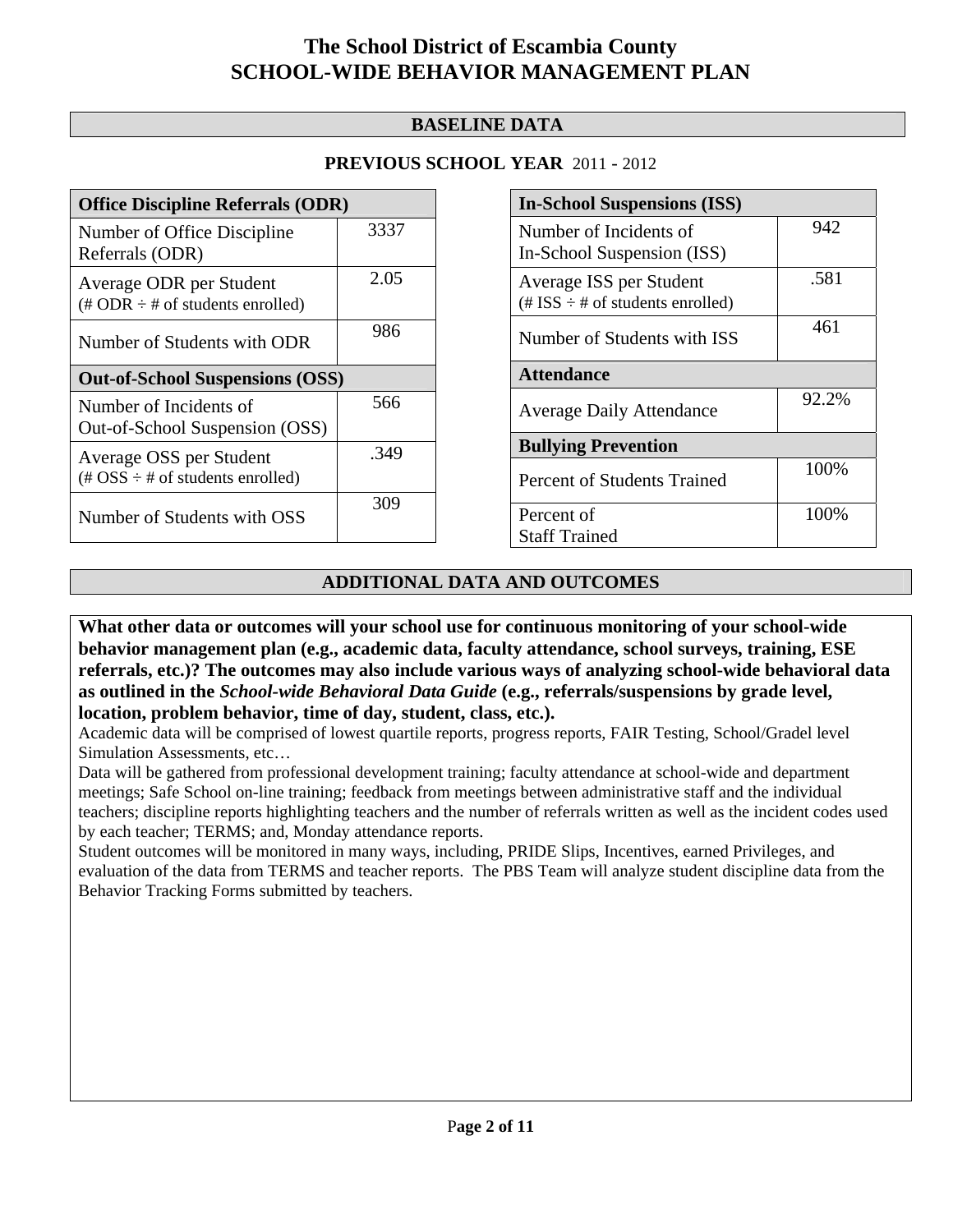# The School District of Escambia County
# SCHOOL-WIDE BEHAVIOR MANAGEMENT PLAN

## BASELINE DATA

**PREVIOUS SCHOOL YEAR** 2011 - 2012

| **Office Discipline Referrals (ODR)** | |
|---|---|
| Number of Office Discipline Referrals (ODR) | 3337 |
| Average ODR per Student (# ODR ÷ # of students enrolled) | 2.05 |
| Number of Students with ODR | 986 |
| **Out-of-School Suspensions (OSS)** | |
| Number of Incidents of Out-of-School Suspension (OSS) | 566 |
| Average OSS per Student (# OSS ÷ # of students enrolled) | .349 |
| Number of Students with OSS | 309 |

| **In-School Suspensions (ISS)** | |
|---|---|
| Number of Incidents of In-School Suspension (ISS) | 942 |
| Average ISS per Student (# ISS ÷ # of students enrolled) | .581 |
| Number of Students with ISS | 461 |
| **Attendance** | |
| Average Daily Attendance | 92.2% |
| **Bullying Prevention** | |
| Percent of Students Trained | 100% |
| Percent of Staff Trained | 100% |

## ADDITIONAL DATA AND OUTCOMES

**What other data or outcomes will your school use for continuous monitoring of your school-wide behavior management plan (e.g., academic data, faculty attendance, school surveys, training, ESE referrals, etc.)? The outcomes may also include various ways of analyzing school-wide behavioral data as outlined in the *School-wide Behavioral Data Guide* (e.g., referrals/suspensions by grade level, location, problem behavior, time of day, student, class, etc.).**

Academic data will be comprised of lowest quartile reports, progress reports, FAIR Testing, School/Gradel level Simulation Assessments, etc…

Data will be gathered from professional development training; faculty attendance at school-wide and department meetings; Safe School on-line training; feedback from meetings between administrative staff and the individual teachers; discipline reports highlighting teachers and the number of referrals written as well as the incident codes used by each teacher; TERMS; and, Monday attendance reports.

Student outcomes will be monitored in many ways, including, PRIDE Slips, Incentives, earned Privileges, and evaluation of the data from TERMS and teacher reports. The PBS Team will analyze student discipline data from the Behavior Tracking Forms submitted by teachers.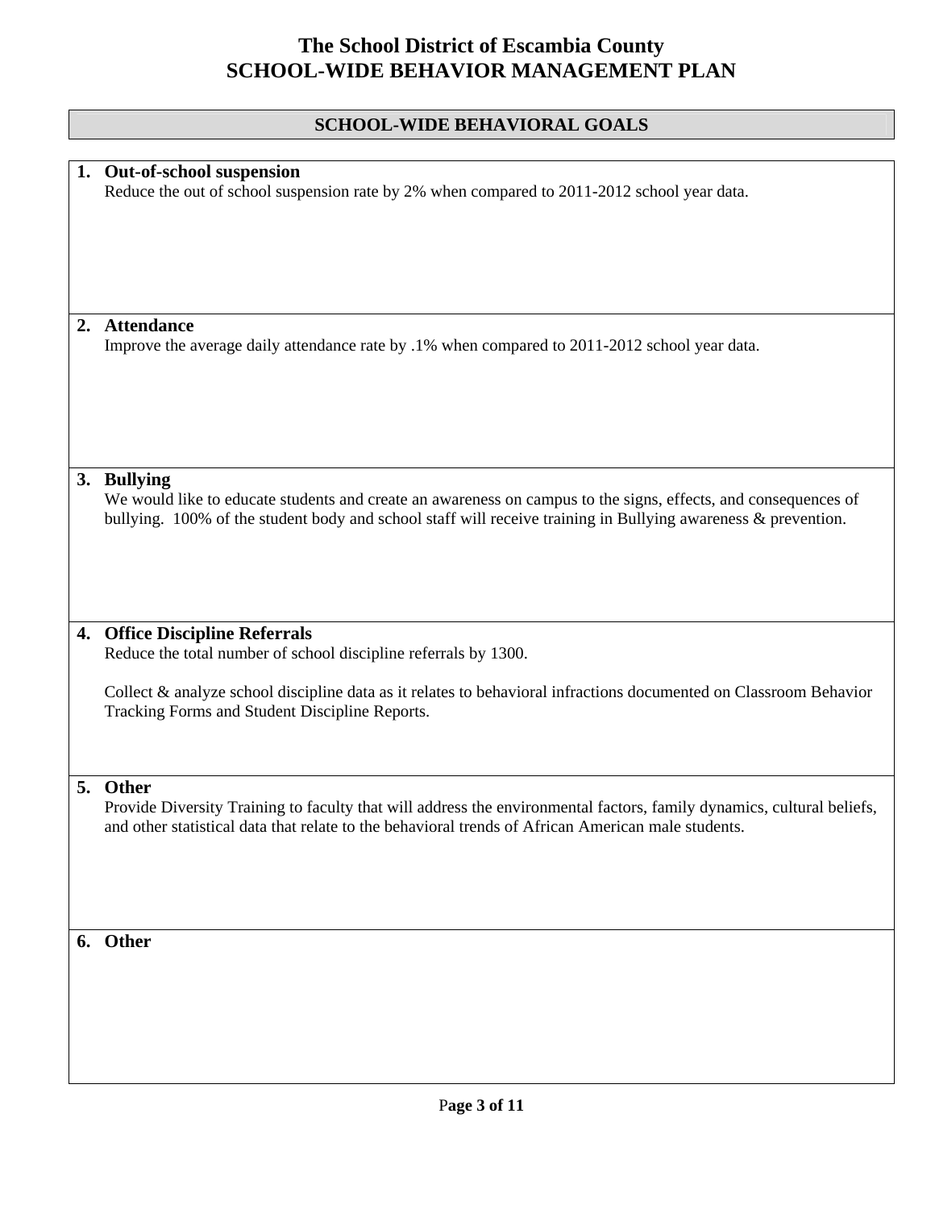# The School District of Escambia County
# SCHOOL-WIDE BEHAVIOR MANAGEMENT PLAN

## SCHOOL-WIDE BEHAVIORAL GOALS

**1. Out-of-school suspension**

Reduce the out of school suspension rate by 2% when compared to 2011-2012 school year data.

**2. Attendance**

Improve the average daily attendance rate by .1% when compared to 2011-2012 school year data.

**3. Bullying**

We would like to educate students and create an awareness on campus to the signs, effects, and consequences of bullying. 100% of the student body and school staff will receive training in Bullying awareness & prevention.

**4. Office Discipline Referrals**

Reduce the total number of school discipline referrals by 1300.

Collect & analyze school discipline data as it relates to behavioral infractions documented on Classroom Behavior Tracking Forms and Student Discipline Reports.

**5. Other**

Provide Diversity Training to faculty that will address the environmental factors, family dynamics, cultural beliefs, and other statistical data that relate to the behavioral trends of African American male students.

**6. Other**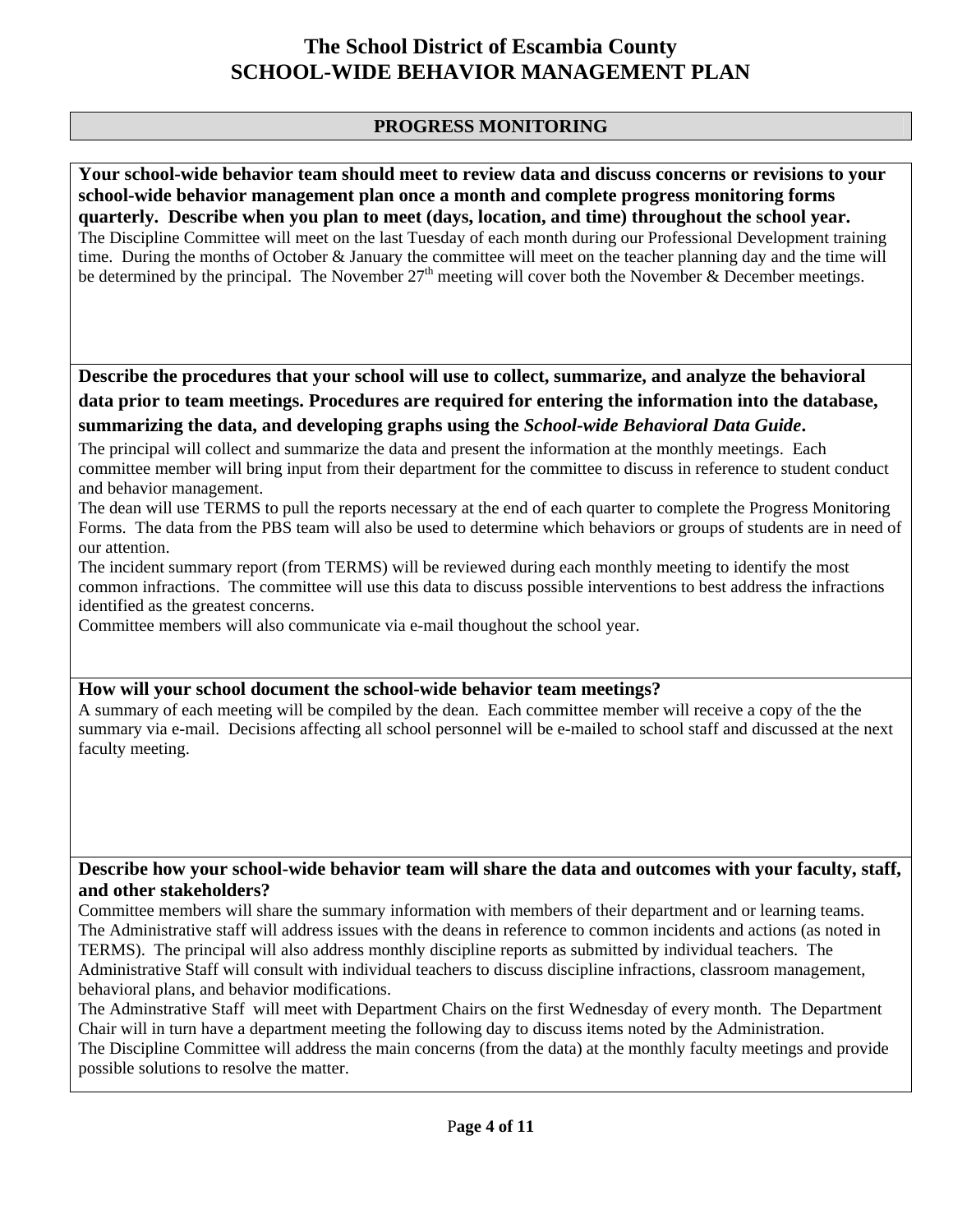# The School District of Escambia County
## SCHOOL-WIDE BEHAVIOR MANAGEMENT PLAN

### PROGRESS MONITORING

**Your school-wide behavior team should meet to review data and discuss concerns or revisions to your school-wide behavior management plan once a month and complete progress monitoring forms quarterly. Describe when you plan to meet (days, location, and time) throughout the school year.**

The Discipline Committee will meet on the last Tuesday of each month during our Professional Development training time. During the months of October & January the committee will meet on the teacher planning day and the time will be determined by the principal. The November 27th meeting will cover both the November & December meetings.

**Describe the procedures that your school will use to collect, summarize, and analyze the behavioral data prior to team meetings. Procedures are required for entering the information into the database, summarizing the data, and developing graphs using the *School-wide Behavioral Data Guide*.**

The principal will collect and summarize the data and present the information at the monthly meetings. Each committee member will bring input from their department for the committee to discuss in reference to student conduct and behavior management.

The dean will use TERMS to pull the reports necessary at the end of each quarter to complete the Progress Monitoring Forms. The data from the PBS team will also be used to determine which behaviors or groups of students are in need of our attention.

The incident summary report (from TERMS) will be reviewed during each monthly meeting to identify the most common infractions. The committee will use this data to discuss possible interventions to best address the infractions identified as the greatest concerns.

Committee members will also communicate via e-mail thoughout the school year.

**How will your school document the school-wide behavior team meetings?**

A summary of each meeting will be compiled by the dean. Each committee member will receive a copy of the the summary via e-mail. Decisions affecting all school personnel will be e-mailed to school staff and discussed at the next faculty meeting.

**Describe how your school-wide behavior team will share the data and outcomes with your faculty, staff, and other stakeholders?**

Committee members will share the summary information with members of their department and or learning teams.

The Administrative staff will address issues with the deans in reference to common incidents and actions (as noted in TERMS). The principal will also address monthly discipline reports as submitted by individual teachers. The Administrative Staff will consult with individual teachers to discuss discipline infractions, classroom management, behavioral plans, and behavior modifications.

The Adminstrative Staff will meet with Department Chairs on the first Wednesday of every month. The Department Chair will in turn have a department meeting the following day to discuss items noted by the Administration.

The Discipline Committee will address the main concerns (from the data) at the monthly faculty meetings and provide possible solutions to resolve the matter.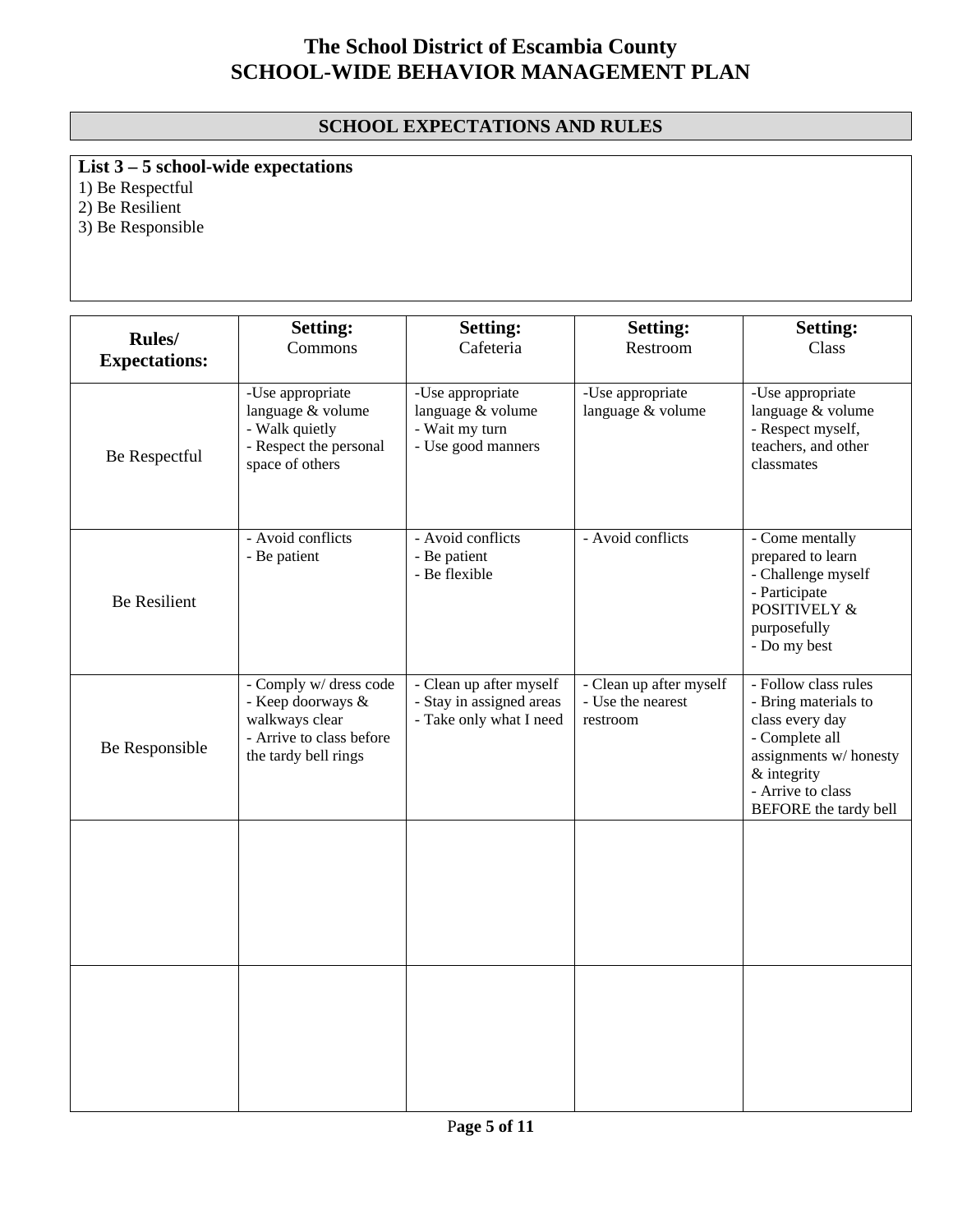# The School District of Escambia County
# SCHOOL-WIDE BEHAVIOR MANAGEMENT PLAN

## SCHOOL EXPECTATIONS AND RULES

**List 3 – 5 school-wide expectations**

1) Be Respectful
2) Be Resilient
3) Be Responsible

| **Rules/ Expectations:** | **Setting:** Commons | **Setting:** Cafeteria | **Setting:** Restroom | **Setting:** Class |
|---|---|---|---|---|
| Be Respectful | -Use appropriate language & volume<br>- Walk quietly<br>- Respect the personal space of others | -Use appropriate language & volume<br>- Wait my turn<br>- Use good manners | -Use appropriate language & volume | -Use appropriate language & volume<br>- Respect myself, teachers, and other classmates |
| Be Resilient | - Avoid conflicts<br>- Be patient | - Avoid conflicts<br>- Be patient<br>- Be flexible | - Avoid conflicts | - Come mentally prepared to learn<br>- Challenge myself<br>- Participate POSITIVELY & purposefully<br>- Do my best |
| Be Responsible | - Comply w/ dress code<br>- Keep doorways & walkways clear<br>- Arrive to class before the tardy bell rings | - Clean up after myself<br>- Stay in assigned areas<br>- Take only what I need | - Clean up after myself<br>- Use the nearest restroom | - Follow class rules<br>- Bring materials to class every day<br>- Complete all assignments w/ honesty & integrity<br>- Arrive to class BEFORE the tardy bell |
| | | | | |
| | | | | |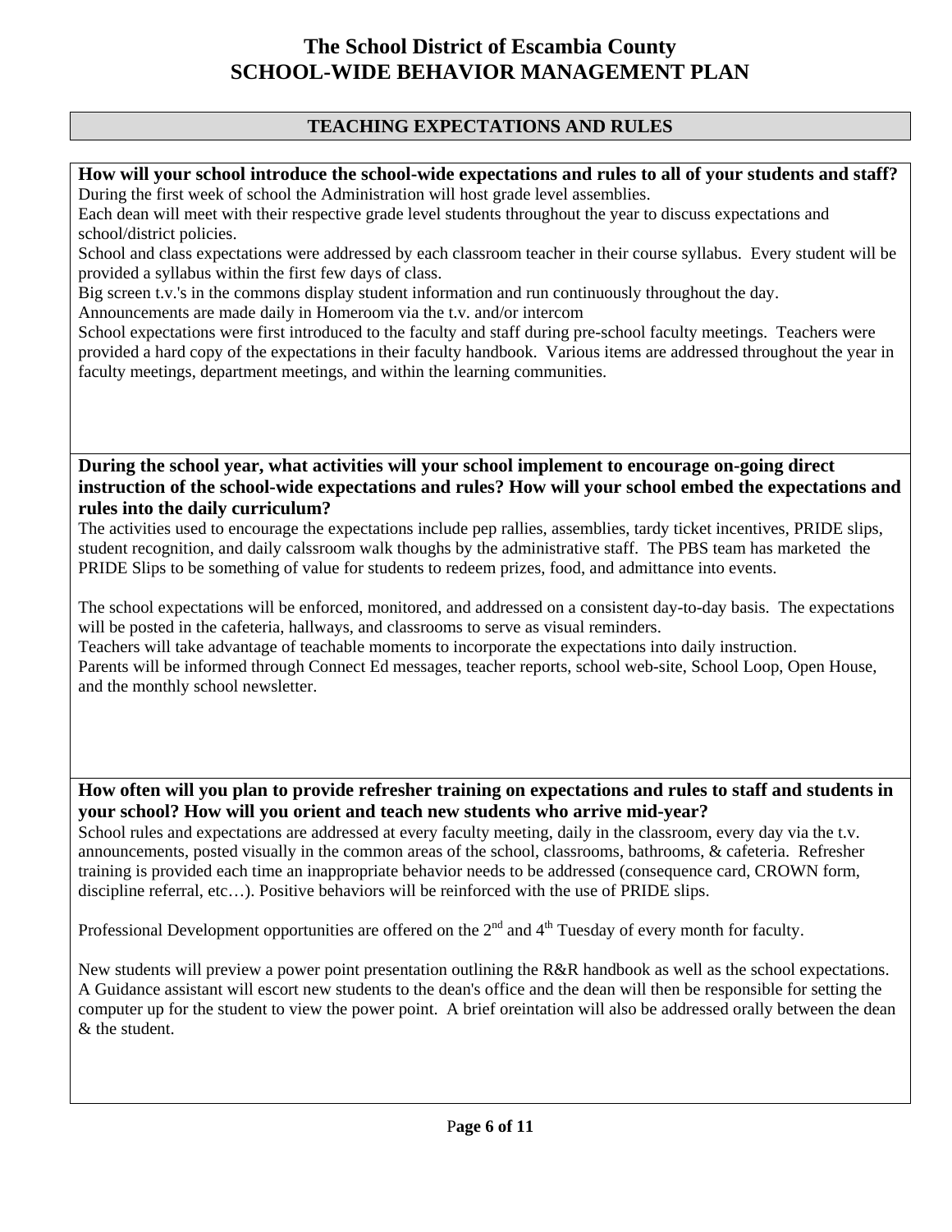# The School District of Escambia County
# SCHOOL-WIDE BEHAVIOR MANAGEMENT PLAN

## TEACHING EXPECTATIONS AND RULES

**How will your school introduce the school-wide expectations and rules to all of your students and staff?**

During the first week of school the Administration will host grade level assemblies.
Each dean will meet with their respective grade level students throughout the year to discuss expectations and school/district policies.
School and class expectations were addressed by each classroom teacher in their course syllabus. Every student will be provided a syllabus within the first few days of class.
Big screen t.v.'s in the commons display student information and run continuously throughout the day.
Announcements are made daily in Homeroom via the t.v. and/or intercom
School expectations were first introduced to the faculty and staff during pre-school faculty meetings. Teachers were provided a hard copy of the expectations in their faculty handbook. Various items are addressed throughout the year in faculty meetings, department meetings, and within the learning communities.

**During the school year, what activities will your school implement to encourage on-going direct instruction of the school-wide expectations and rules? How will your school embed the expectations and rules into the daily curriculum?**

The activities used to encourage the expectations include pep rallies, assemblies, tardy ticket incentives, PRIDE slips, student recognition, and daily calssroom walk thoughs by the administrative staff. The PBS team has marketed the PRIDE Slips to be something of value for students to redeem prizes, food, and admittance into events.

The school expectations will be enforced, monitored, and addressed on a consistent day-to-day basis. The expectations will be posted in the cafeteria, hallways, and classrooms to serve as visual reminders.
Teachers will take advantage of teachable moments to incorporate the expectations into daily instruction.
Parents will be informed through Connect Ed messages, teacher reports, school web-site, School Loop, Open House, and the monthly school newsletter.

**How often will you plan to provide refresher training on expectations and rules to staff and students in your school? How will you orient and teach new students who arrive mid-year?**

School rules and expectations are addressed at every faculty meeting, daily in the classroom, every day via the t.v. announcements, posted visually in the common areas of the school, classrooms, bathrooms, & cafeteria. Refresher training is provided each time an inappropriate behavior needs to be addressed (consequence card, CROWN form, discipline referral, etc…). Positive behaviors will be reinforced with the use of PRIDE slips.

Professional Development opportunities are offered on the 2nd and 4th Tuesday of every month for faculty.

New students will preview a power point presentation outlining the R&R handbook as well as the school expectations. A Guidance assistant will escort new students to the dean's office and the dean will then be responsible for setting the computer up for the student to view the power point. A brief oreintation will also be addressed orally between the dean & the student.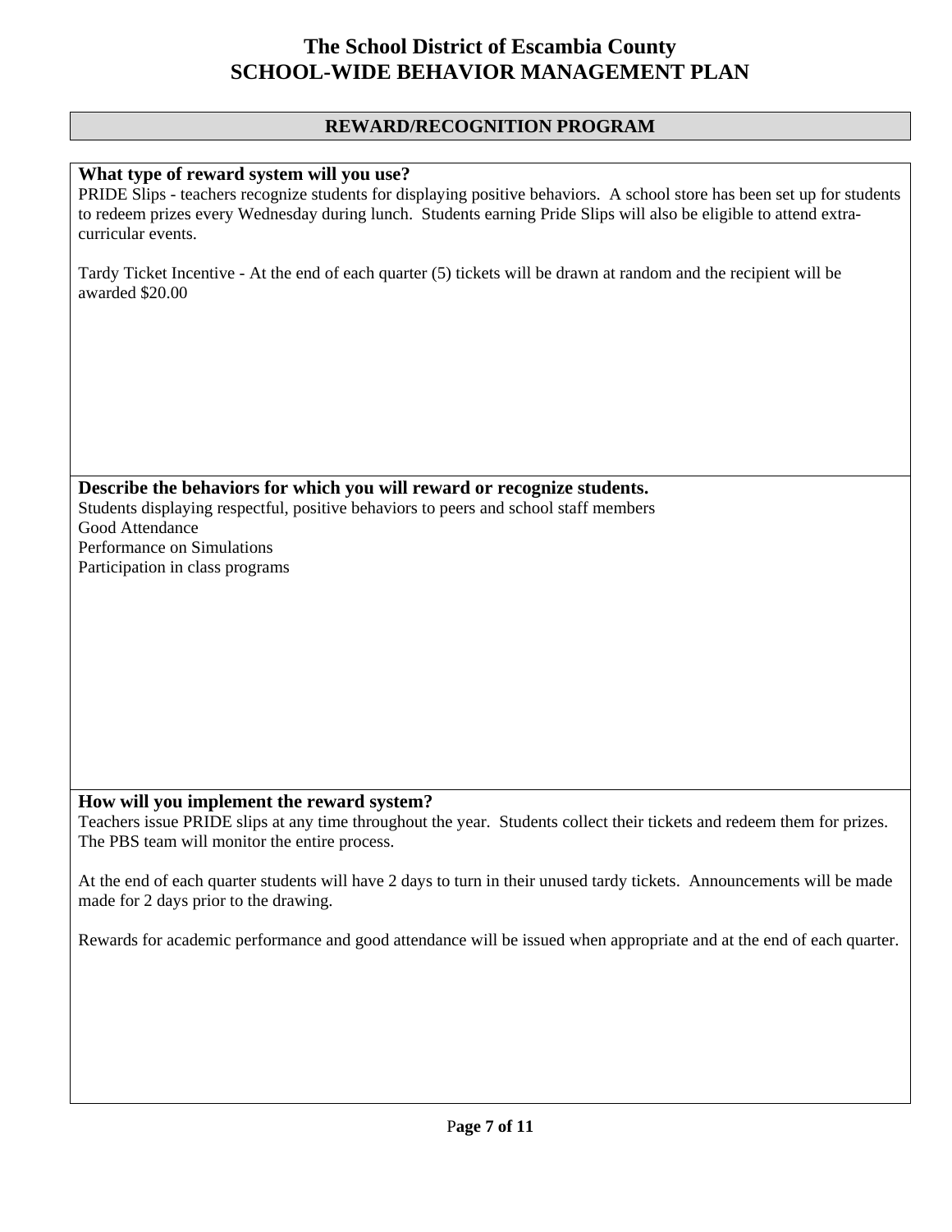# The School District of Escambia County
# SCHOOL-WIDE BEHAVIOR MANAGEMENT PLAN

## REWARD/RECOGNITION PROGRAM

**What type of reward system will you use?**

PRIDE Slips - teachers recognize students for displaying positive behaviors. A school store has been set up for students to redeem prizes every Wednesday during lunch. Students earning Pride Slips will also be eligible to attend extra-curricular events.

Tardy Ticket Incentive - At the end of each quarter (5) tickets will be drawn at random and the recipient will be awarded $20.00

**Describe the behaviors for which you will reward or recognize students.**

Students displaying respectful, positive behaviors to peers and school staff members
Good Attendance
Performance on Simulations
Participation in class programs

**How will you implement the reward system?**

Teachers issue PRIDE slips at any time throughout the year. Students collect their tickets and redeem them for prizes. The PBS team will monitor the entire process.

At the end of each quarter students will have 2 days to turn in their unused tardy tickets. Announcements will be made made for 2 days prior to the drawing.

Rewards for academic performance and good attendance will be issued when appropriate and at the end of each quarter.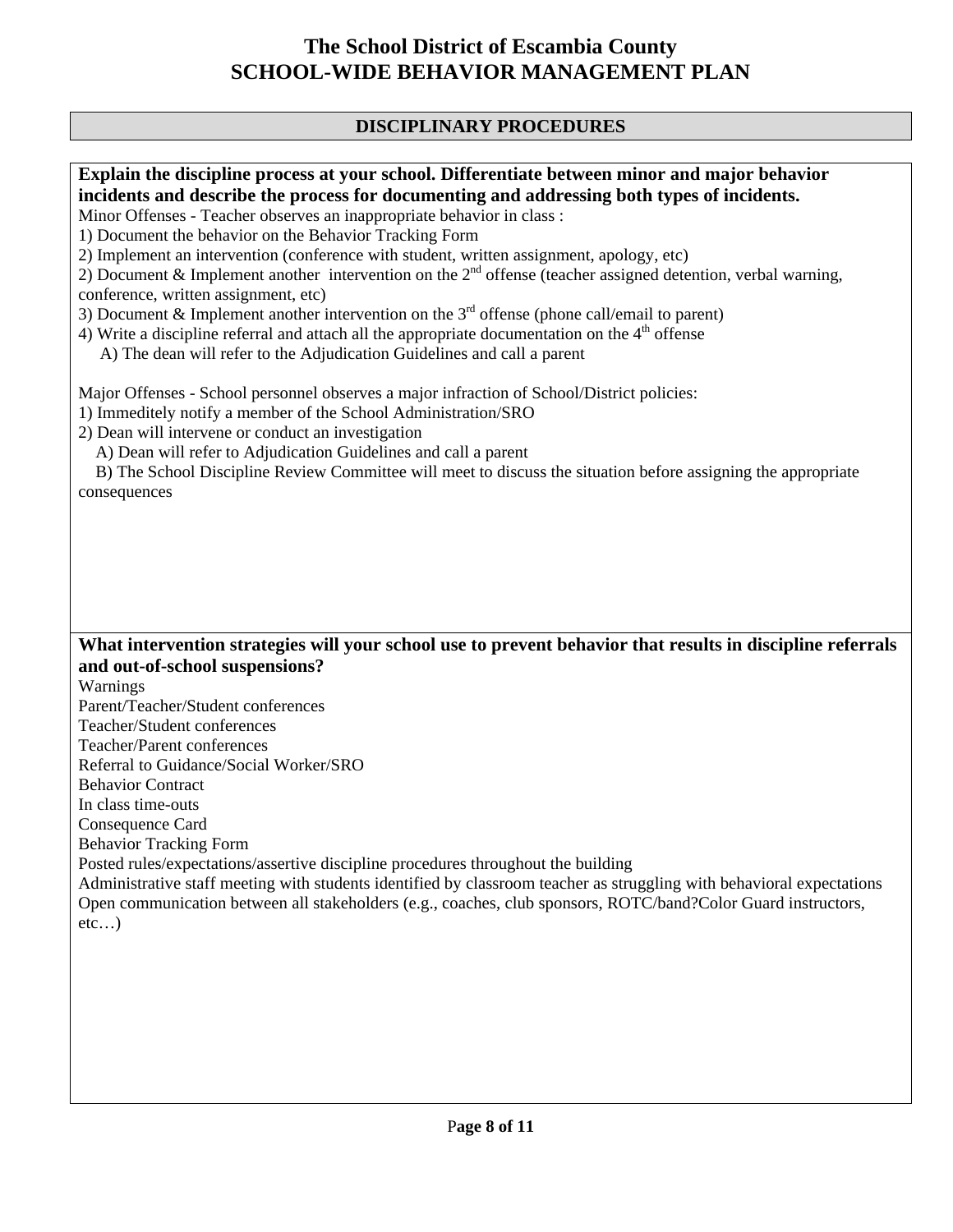# The School District of Escambia County
# SCHOOL-WIDE BEHAVIOR MANAGEMENT PLAN

## DISCIPLINARY PROCEDURES

**Explain the discipline process at your school. Differentiate between minor and major behavior incidents and describe the process for documenting and addressing both types of incidents.**

Minor Offenses - Teacher observes an inappropriate behavior in class :

1) Document the behavior on the Behavior Tracking Form
2) Implement an intervention (conference with student, written assignment, apology, etc)
2) Document & Implement another intervention on the 2nd offense (teacher assigned detention, verbal warning, conference, written assignment, etc)
3) Document & Implement another intervention on the 3rd offense (phone call/email to parent)
4) Write a discipline referral and attach all the appropriate documentation on the 4th offense
   A) The dean will refer to the Adjudication Guidelines and call a parent

Major Offenses - School personnel observes a major infraction of School/District policies:

1) Immeditely notify a member of the School Administration/SRO
2) Dean will intervene or conduct an investigation
   A) Dean will refer to Adjudication Guidelines and call a parent
   B) The School Discipline Review Committee will meet to discuss the situation before assigning the appropriate consequences

**What intervention strategies will your school use to prevent behavior that results in discipline referrals and out-of-school suspensions?**

Warnings
Parent/Teacher/Student conferences
Teacher/Student conferences
Teacher/Parent conferences
Referral to Guidance/Social Worker/SRO
Behavior Contract
In class time-outs
Consequence Card
Behavior Tracking Form
Posted rules/expectations/assertive discipline procedures throughout the building
Administrative staff meeting with students identified by classroom teacher as struggling with behavioral expectations
Open communication between all stakeholders (e.g., coaches, club sponsors, ROTC/band?Color Guard instructors, etc…)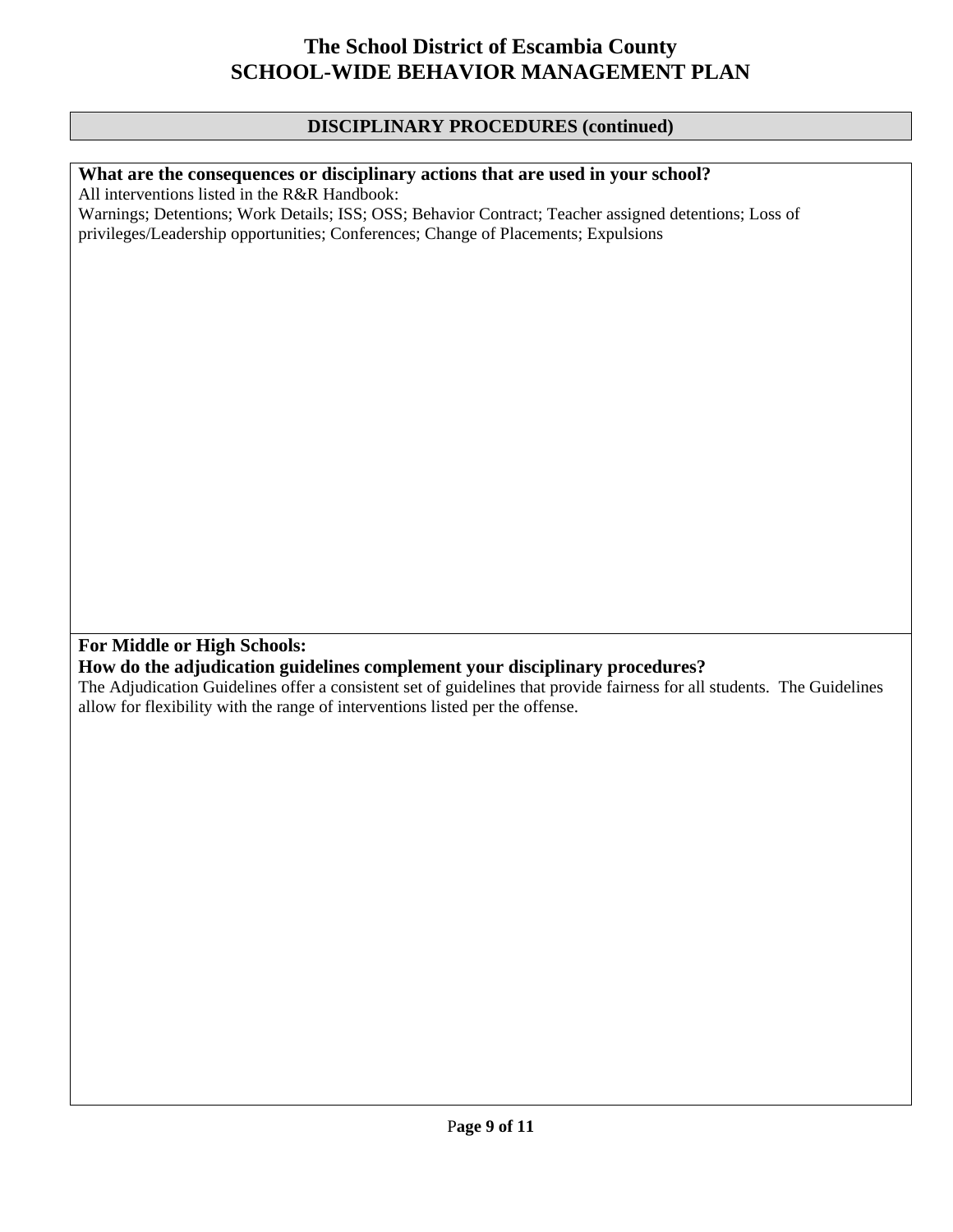# The School District of Escambia County
# SCHOOL-WIDE BEHAVIOR MANAGEMENT PLAN

## DISCIPLINARY PROCEDURES (continued)

**What are the consequences or disciplinary actions that are used in your school?**

All interventions listed in the R&R Handbook:

Warnings; Detentions; Work Details; ISS; OSS; Behavior Contract; Teacher assigned detentions; Loss of privileges/Leadership opportunities; Conferences; Change of Placements; Expulsions

**For Middle or High Schools:**

**How do the adjudication guidelines complement your disciplinary procedures?**

The Adjudication Guidelines offer a consistent set of guidelines that provide fairness for all students. The Guidelines allow for flexibility with the range of interventions listed per the offense.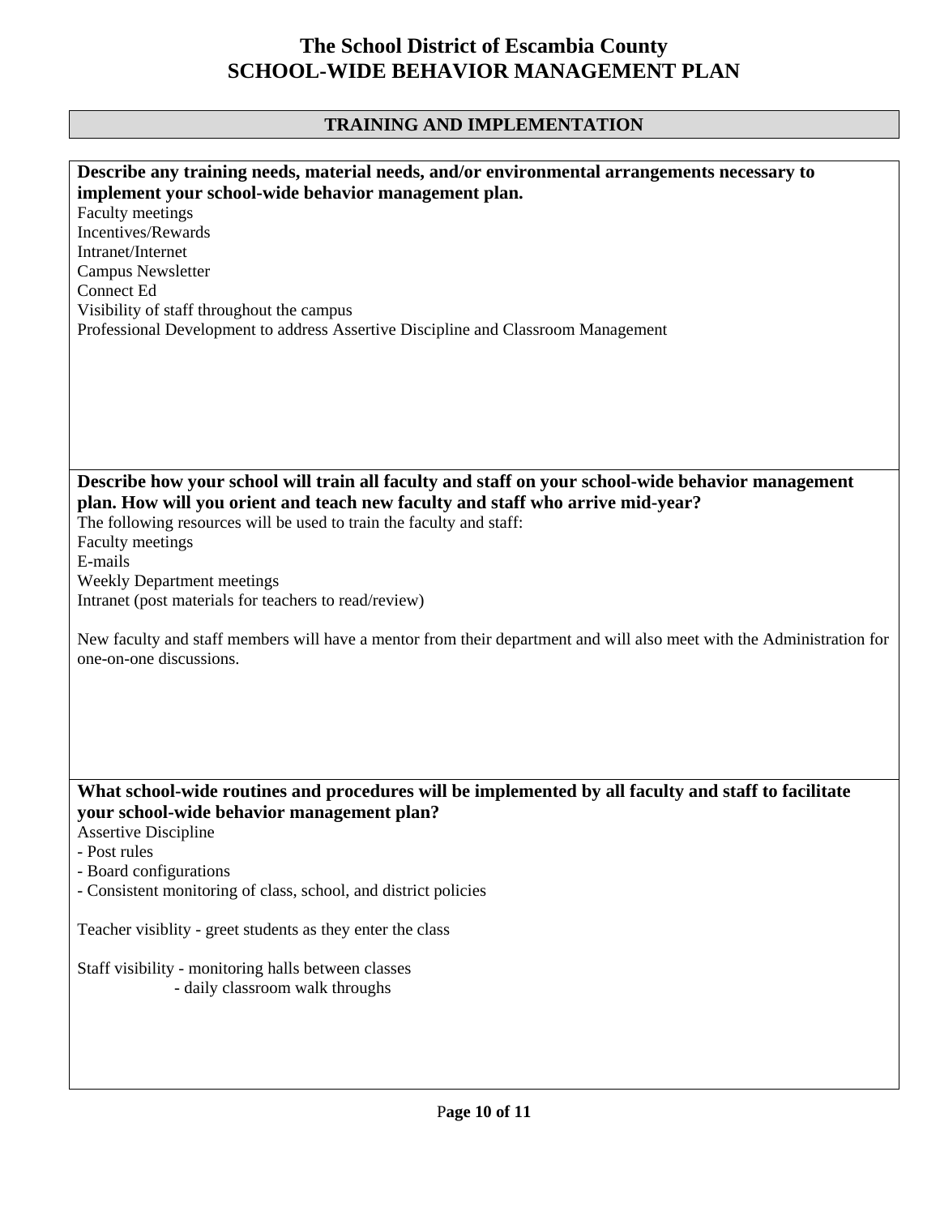# The School District of Escambia County
# SCHOOL-WIDE BEHAVIOR MANAGEMENT PLAN

## TRAINING AND IMPLEMENTATION

**Describe any training needs, material needs, and/or environmental arrangements necessary to implement your school-wide behavior management plan.**

Faculty meetings
Incentives/Rewards
Intranet/Internet
Campus Newsletter
Connect Ed
Visibility of staff throughout the campus
Professional Development to address Assertive Discipline and Classroom Management

**Describe how your school will train all faculty and staff on your school-wide behavior management plan. How will you orient and teach new faculty and staff who arrive mid-year?**

The following resources will be used to train the faculty and staff:
Faculty meetings
E-mails
Weekly Department meetings
Intranet (post materials for teachers to read/review)

New faculty and staff members will have a mentor from their department and will also meet with the Administration for one-on-one discussions.

**What school-wide routines and procedures will be implemented by all faculty and staff to facilitate your school-wide behavior management plan?**

Assertive Discipline
- Post rules
- Board configurations
- Consistent monitoring of class, school, and district policies

Teacher visiblity - greet students as they enter the class

Staff visibility - monitoring halls between classes
- daily classroom walk throughs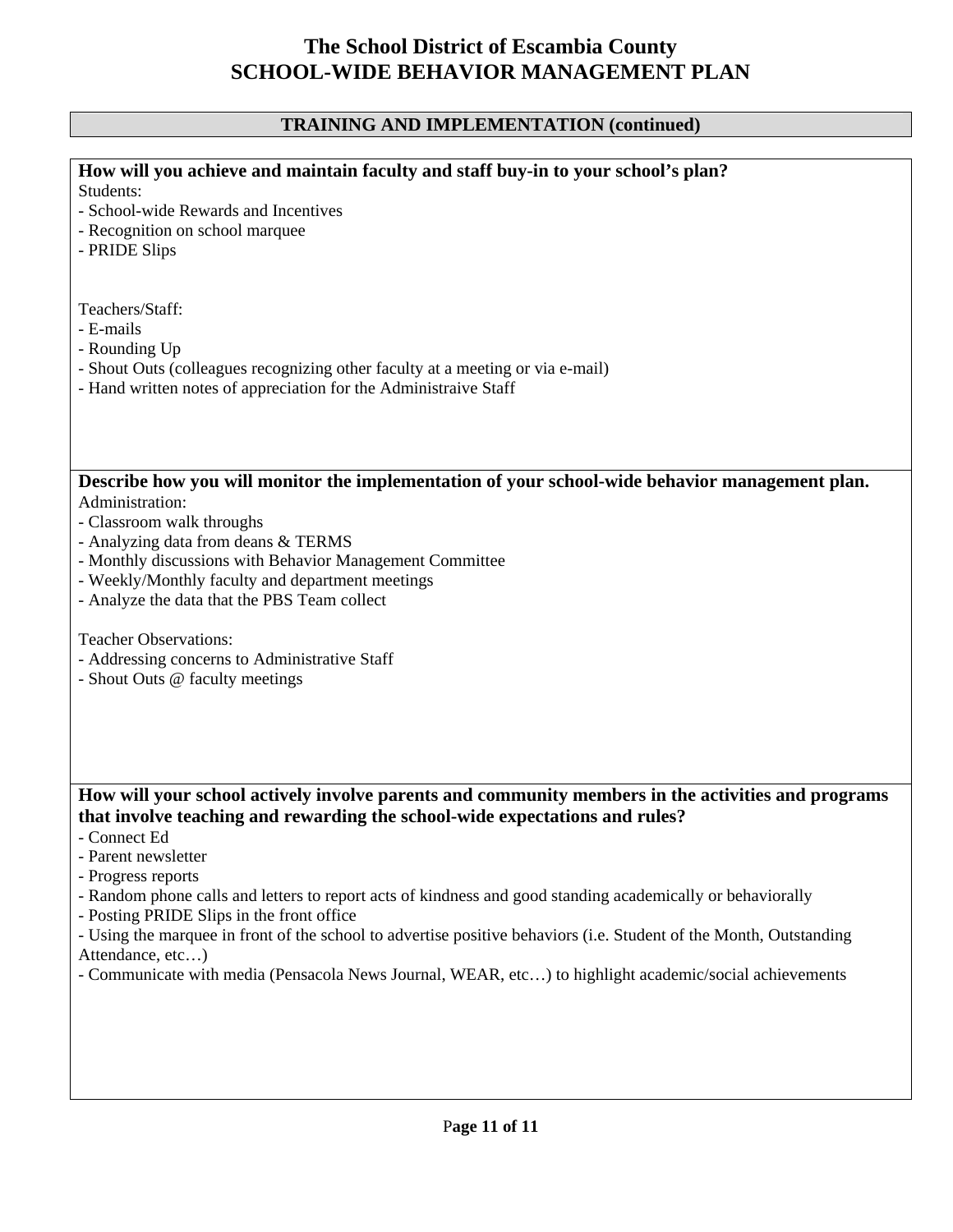# The School District of Escambia County
# SCHOOL-WIDE BEHAVIOR MANAGEMENT PLAN

## TRAINING AND IMPLEMENTATION (continued)

**How will you achieve and maintain faculty and staff buy-in to your school's plan?**

Students:
- School-wide Rewards and Incentives
- Recognition on school marquee
- PRIDE Slips

Teachers/Staff:
- E-mails
- Rounding Up
- Shout Outs (colleagues recognizing other faculty at a meeting or via e-mail)
- Hand written notes of appreciation for the Administraive Staff

**Describe how you will monitor the implementation of your school-wide behavior management plan.**

Administration:
- Classroom walk throughs
- Analyzing data from deans & TERMS
- Monthly discussions with Behavior Management Committee
- Weekly/Monthly faculty and department meetings
- Analyze the data that the PBS Team collect

Teacher Observations:
- Addressing concerns to Administrative Staff
- Shout Outs @ faculty meetings

**How will your school actively involve parents and community members in the activities and programs that involve teaching and rewarding the school-wide expectations and rules?**

- Connect Ed
- Parent newsletter
- Progress reports
- Random phone calls and letters to report acts of kindness and good standing academically or behaviorally
- Posting PRIDE Slips in the front office
- Using the marquee in front of the school to advertise positive behaviors (i.e. Student of the Month, Outstanding Attendance, etc…)
- Communicate with media (Pensacola News Journal, WEAR, etc…) to highlight academic/social achievements